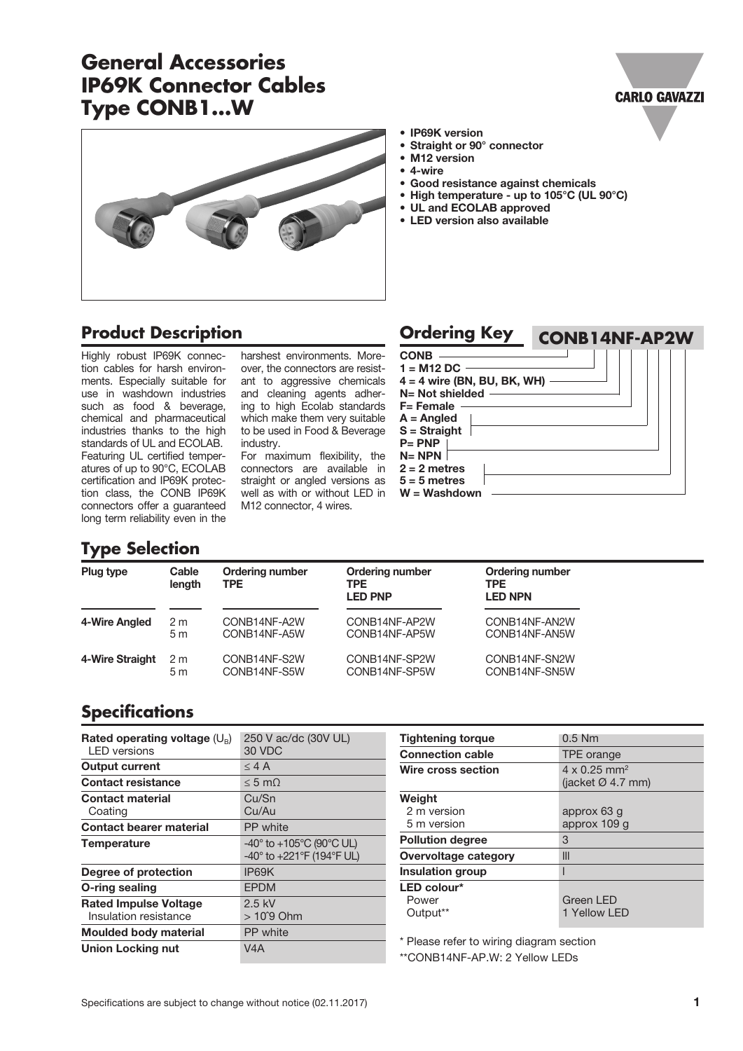# General Accessories IP69K Connector Cables Type CONB1...W

- IP69K version
- Straight or 90° connector
- M12 version
- 4-wire
- Good resistance against chemicals
- High temperature - up to 105°C (UL 90°C)
- UL and ECOLAB approved
- LED version also available

## Product Description

Highly robust IP69K connection cables for harsh environments. Especially suitable for use in washdown industries such as food & beverage, chemical and pharmaceutical industries thanks to the high standards of UL and ECOLAB. Featuring UL certified temperatures of up to 90°C, ECOLAB certification and IP69K protection class, the CONB IP69K connectors offer a guaranteed long term reliability even in the harshest environments. Moreover, the connectors are resistant to aggressive chemicals and cleaning agents adhering to high Ecolab standards which make them very suitable to be used in Food & Beverage industry.

For maximum flexibility, the connectors are available in straight or angled versions as well as with or without LED in M12 connector, 4 wires.

## Ordering Key

**CONB14NF-AP2W**

- **CONB**
- **1 = M12 DC**
- **4 = 4 wire (BN, BU, BK, WH)**
- **N= Not shielded**
- **F= Female**
- **A = Angled**
- **S = Straight**
- **P= PNP**
- **N= NPN**
- **2 = 2 metres**
- **5 = 5 metres**
- **W = Washdown**

## Type Selection

| Plug type | Cable length | Ordering number TPE | Ordering number TPE LED PNP | Ordering number TPE LED NPN |
|---|---|---|---|---|
| **4-Wire Angled** | 2 m | CONB14NF-A2W | CONB14NF-AP2W | CONB14NF-AN2W |
| | 5 m | CONB14NF-A5W | CONB14NF-AP5W | CONB14NF-AN5W |
| **4-Wire Straight** | 2 m | CONB14NF-S2W | CONB14NF-SP2W | CONB14NF-SN2W |
| | 5 m | CONB14NF-S5W | CONB14NF-SP5W | CONB14NF-SN5W |

## Specifications

| | |
|---|---|
| **Rated operating voltage** ($U_B$) | 250 V ac/dc (30V UL) |
| LED versions | 30 VDC |
| **Output current** | ≤ 4 A |
| **Contact resistance** | ≤ 5 mΩ |
| **Contact material** | Cu/Sn |
| Coating | Cu/Au |
| **Contact bearer material** | PP white |
| **Temperature** | -40° to +105°C (90°C UL)<br>-40° to +221°F (194°F UL) |
| **Degree of protection** | IP69K |
| **O-ring sealing** | EPDM |
| **Rated Impulse Voltage** | 2.5 kV |
| Insulation resistance | > 10^9 Ohm |
| **Moulded body material** | PP white |
| **Union Locking nut** | V4A |

| | |
|---|---|
| **Tightening torque** | 0.5 Nm |
| **Connection cable** | TPE orange |
| **Wire cross section** | 4 x 0.25 mm²<br>(jacket Ø 4.7 mm) |
| **Weight** | |
| 2 m version | approx 63 g |
| 5 m version | approx 109 g |
| **Pollution degree** | 3 |
| **Overvoltage category** | III |
| **Insulation group** | I |
| **LED colour*** | |
| Power | Green LED |
| Output** | 1 Yellow LED |

\* Please refer to wiring diagram section

\*\*CONB14NF-AP.W: 2 Yellow LEDs

Specifications are subject to change without notice (02.11.2017)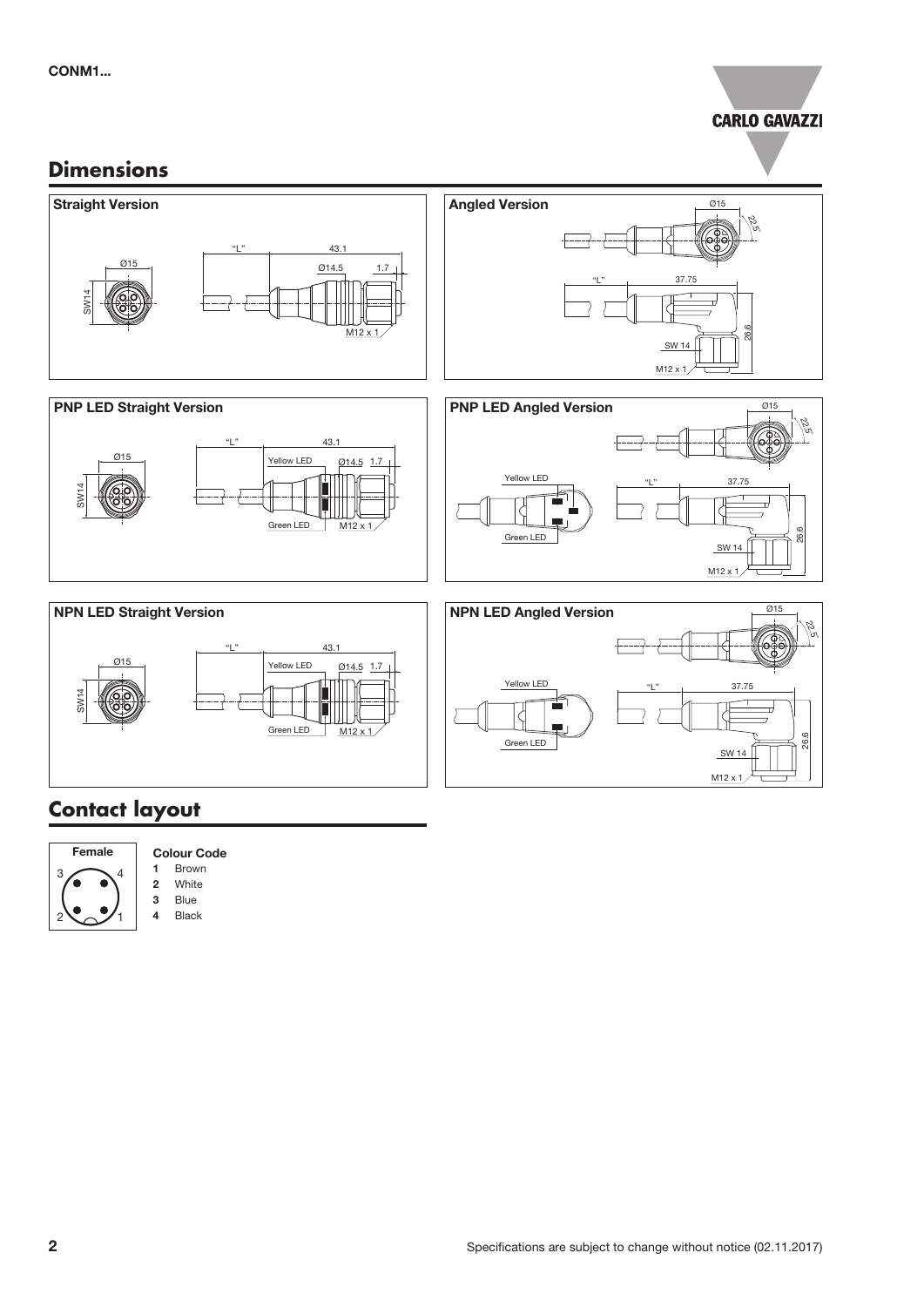## Dimensions

### Straight Version

Ø15
SW14
"L"
43.1
Ø14.5
1.7
M12 x 1

### Angled Version

Ø15
22.5°
"L"
37.75
26.6
SW 14
M12 x 1

### PNP LED Straight Version

Ø15
SW14
"L"
43.1
Yellow LED
Ø14.5
1.7
Green LED
M12 x 1

### PNP LED Angled Version

Ø15
22.5°
Yellow LED
Green LED
"L"
37.75
26.6
SW 14
M12 x 1

### NPN LED Straight Version

Ø15
SW14
"L"
43.1
Yellow LED
Ø14.5
1.7
Green LED
M12 x 1

### NPN LED Angled Version

Ø15
22.5°
Yellow LED
Green LED
"L"
37.75
26.6
SW 14
M12 x 1

## Contact layout

**Female**

3 4
2 1

**Colour Code**

- **1** Brown
- **2** White
- **3** Blue
- **4** Black

Specifications are subject to change without notice (02.11.2017)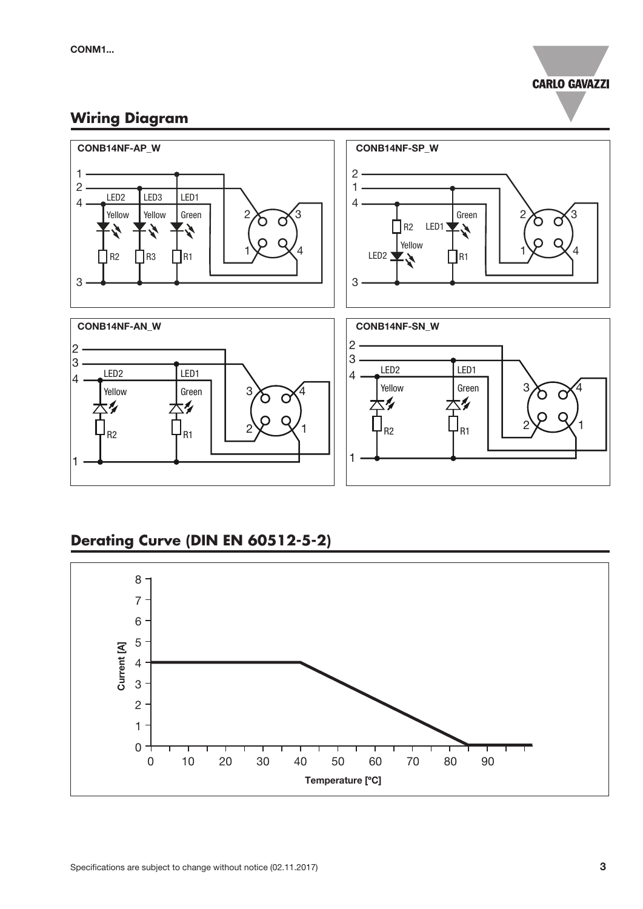## Wiring Diagram

**CONB14NF-AP_W**

1
2
4
3
LED2
Yellow
LED3
Yellow
LED1
Green
R2
R3
R1
2
3
1
4

**CONB14NF-SP_W**

2
1
4
3
R2
LED1
Green
Yellow
LED2
R1
2
3
1
4

**CONB14NF-AN_W**

2
3
4
1
LED2
Yellow
LED1
Green
R2
R1
3
4
2
1

**CONB14NF-SN_W**

2
3
4
1
LED2
Yellow
LED1
Green
R2
R1
3
4
2
1

## Derating Curve (DIN EN 60512-5-2)

Current [A]
8
7
6
5
4
3
2
1
0
0 10 20 30 40 50 60 70 80 90
Temperature [°C]